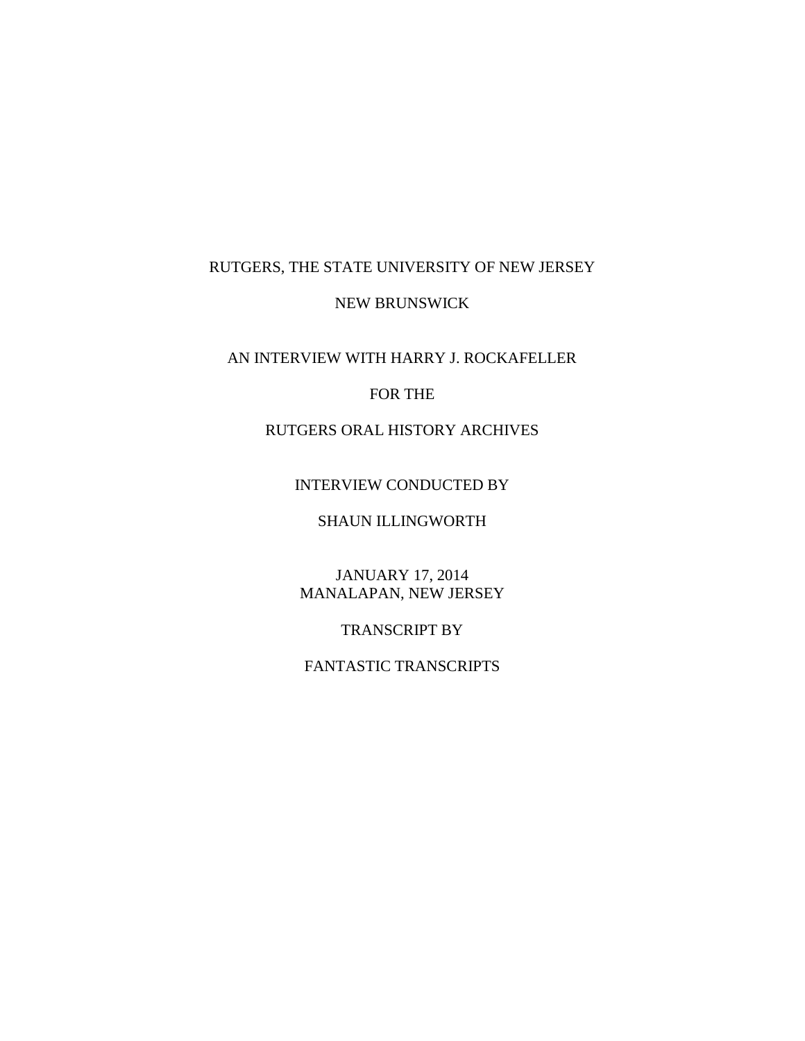RUTGERS, THE STATE UNIVERSITY OF NEW JERSEY

NEW BRUNSWICK

AN INTERVIEW WITH HARRY J. ROCKAFELLER

FOR THE

RUTGERS ORAL HISTORY ARCHIVES

INTERVIEW CONDUCTED BY

SHAUN ILLINGWORTH

JANUARY 17, 2014
MANALAPAN, NEW JERSEY

TRANSCRIPT BY

FANTASTIC TRANSCRIPTS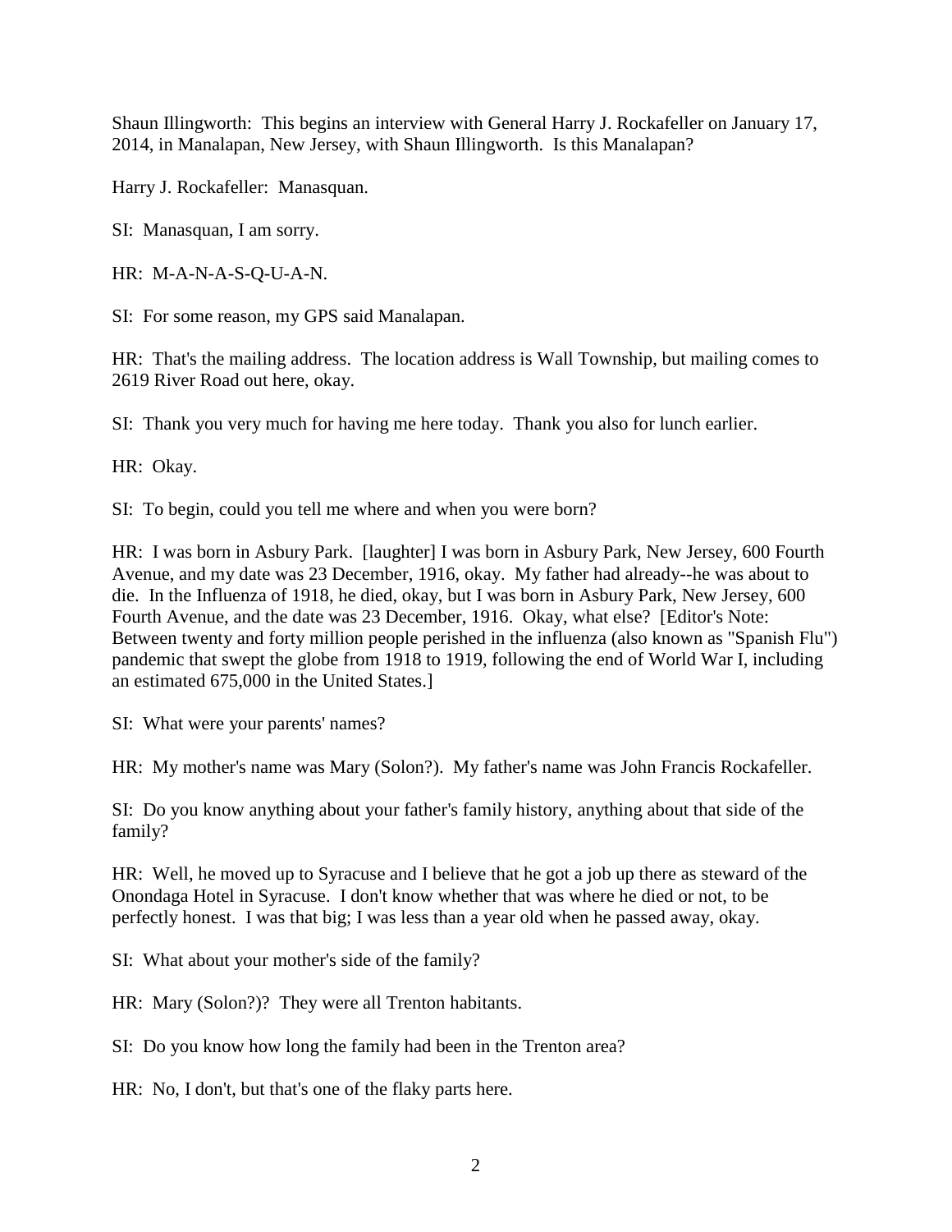Shaun Illingworth: This begins an interview with General Harry J. Rockafeller on January 17, 2014, in Manalapan, New Jersey, with Shaun Illingworth. Is this Manalapan?

Harry J. Rockafeller: Manasquan.

SI: Manasquan, I am sorry.

HR: M-A-N-A-S-Q-U-A-N.

SI: For some reason, my GPS said Manalapan.

HR: That's the mailing address. The location address is Wall Township, but mailing comes to 2619 River Road out here, okay.

SI: Thank you very much for having me here today. Thank you also for lunch earlier.

HR: Okay.

SI: To begin, could you tell me where and when you were born?

HR: I was born in Asbury Park. [laughter] I was born in Asbury Park, New Jersey, 600 Fourth Avenue, and my date was 23 December, 1916, okay. My father had already--he was about to die. In the Influenza of 1918, he died, okay, but I was born in Asbury Park, New Jersey, 600 Fourth Avenue, and the date was 23 December, 1916. Okay, what else? [Editor's Note: Between twenty and forty million people perished in the influenza (also known as "Spanish Flu") pandemic that swept the globe from 1918 to 1919, following the end of World War I, including an estimated 675,000 in the United States.]

SI: What were your parents' names?

HR: My mother's name was Mary (Solon?). My father's name was John Francis Rockafeller.

SI: Do you know anything about your father's family history, anything about that side of the family?

HR: Well, he moved up to Syracuse and I believe that he got a job up there as steward of the Onondaga Hotel in Syracuse. I don't know whether that was where he died or not, to be perfectly honest. I was that big; I was less than a year old when he passed away, okay.

SI: What about your mother's side of the family?

HR: Mary (Solon?)? They were all Trenton habitants.

SI: Do you know how long the family had been in the Trenton area?

HR: No, I don't, but that's one of the flaky parts here.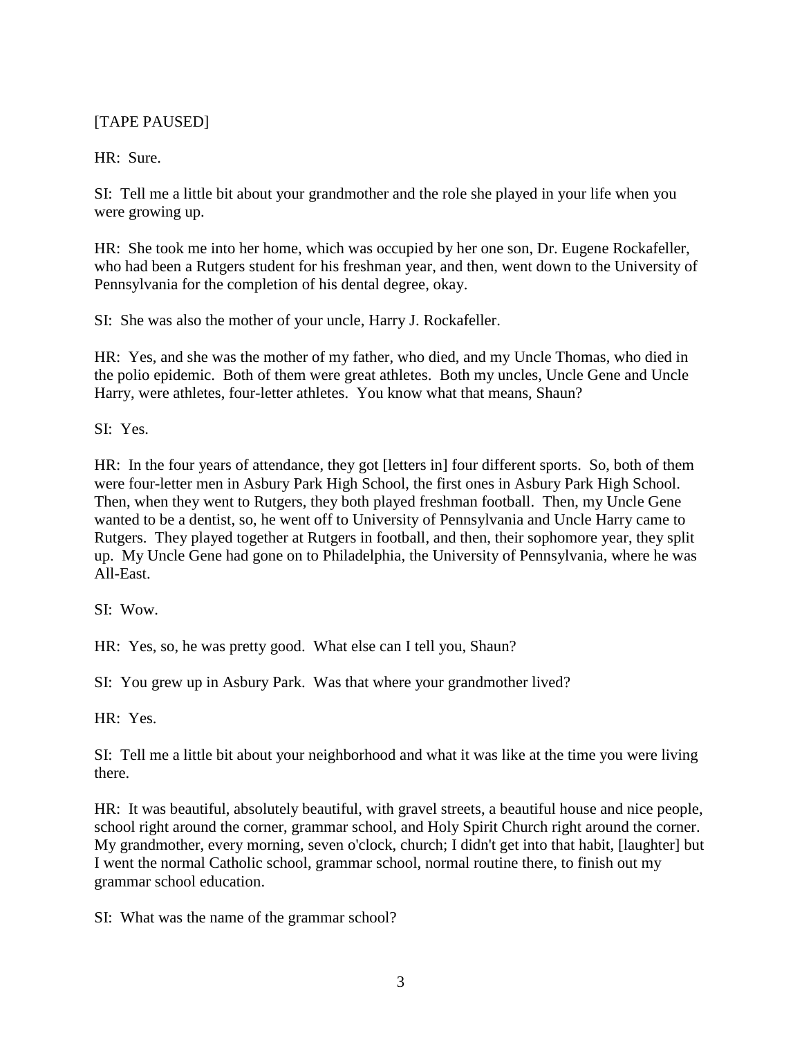[TAPE PAUSED]

HR: Sure.

SI: Tell me a little bit about your grandmother and the role she played in your life when you were growing up.

HR: She took me into her home, which was occupied by her one son, Dr. Eugene Rockafeller, who had been a Rutgers student for his freshman year, and then, went down to the University of Pennsylvania for the completion of his dental degree, okay.

SI: She was also the mother of your uncle, Harry J. Rockafeller.

HR: Yes, and she was the mother of my father, who died, and my Uncle Thomas, who died in the polio epidemic. Both of them were great athletes. Both my uncles, Uncle Gene and Uncle Harry, were athletes, four-letter athletes. You know what that means, Shaun?

SI: Yes.

HR: In the four years of attendance, they got [letters in] four different sports. So, both of them were four-letter men in Asbury Park High School, the first ones in Asbury Park High School. Then, when they went to Rutgers, they both played freshman football. Then, my Uncle Gene wanted to be a dentist, so, he went off to University of Pennsylvania and Uncle Harry came to Rutgers. They played together at Rutgers in football, and then, their sophomore year, they split up. My Uncle Gene had gone on to Philadelphia, the University of Pennsylvania, where he was All-East.

SI: Wow.

HR: Yes, so, he was pretty good. What else can I tell you, Shaun?

SI: You grew up in Asbury Park. Was that where your grandmother lived?

HR: Yes.

SI: Tell me a little bit about your neighborhood and what it was like at the time you were living there.

HR: It was beautiful, absolutely beautiful, with gravel streets, a beautiful house and nice people, school right around the corner, grammar school, and Holy Spirit Church right around the corner. My grandmother, every morning, seven o'clock, church; I didn't get into that habit, [laughter] but I went the normal Catholic school, grammar school, normal routine there, to finish out my grammar school education.

SI: What was the name of the grammar school?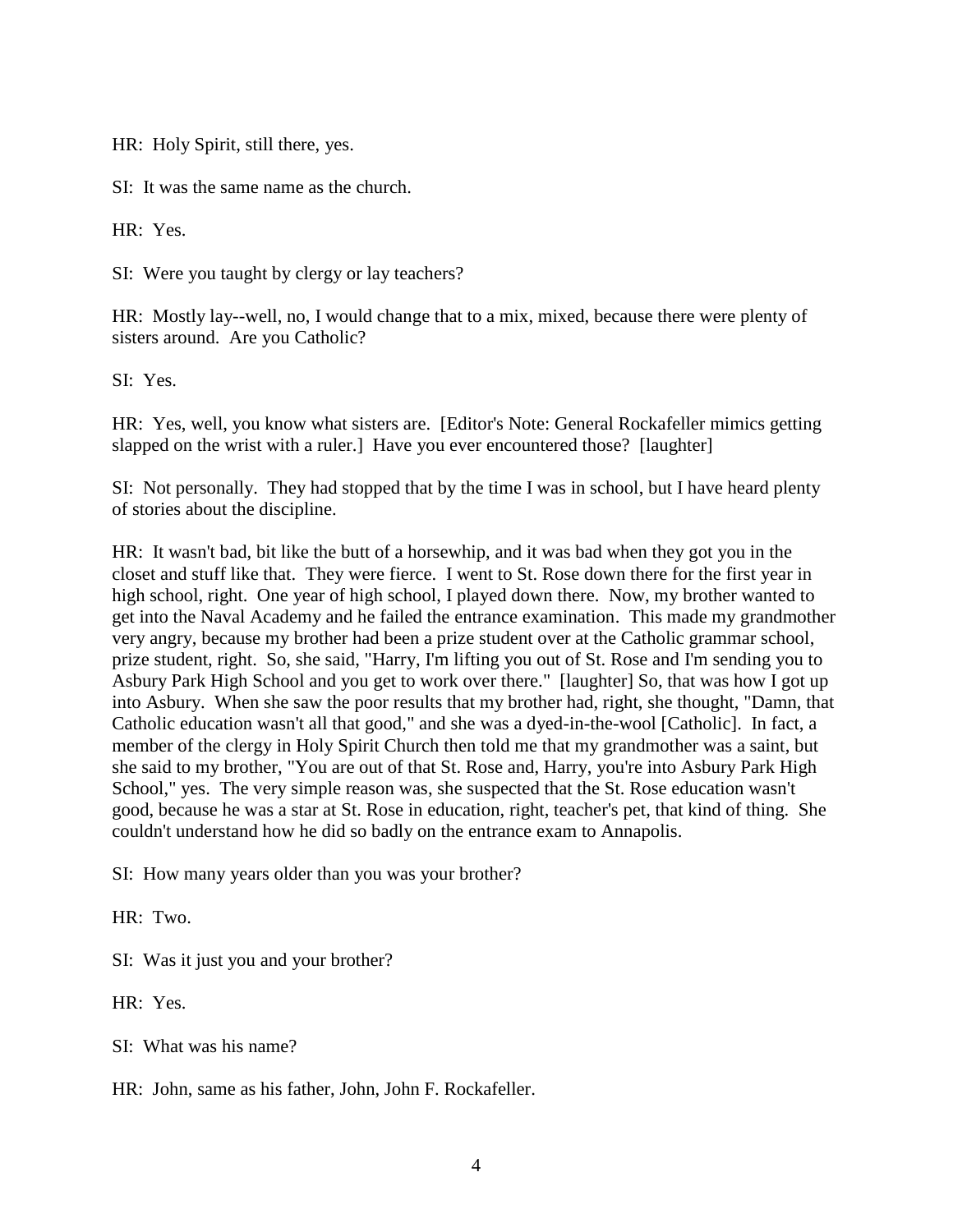HR: Holy Spirit, still there, yes.

SI: It was the same name as the church.

HR: Yes.

SI: Were you taught by clergy or lay teachers?

HR: Mostly lay--well, no, I would change that to a mix, mixed, because there were plenty of sisters around. Are you Catholic?

SI: Yes.

HR: Yes, well, you know what sisters are. [Editor's Note: General Rockafeller mimics getting slapped on the wrist with a ruler.] Have you ever encountered those? [laughter]

SI: Not personally. They had stopped that by the time I was in school, but I have heard plenty of stories about the discipline.

HR: It wasn't bad, bit like the butt of a horsewhip, and it was bad when they got you in the closet and stuff like that. They were fierce. I went to St. Rose down there for the first year in high school, right. One year of high school, I played down there. Now, my brother wanted to get into the Naval Academy and he failed the entrance examination. This made my grandmother very angry, because my brother had been a prize student over at the Catholic grammar school, prize student, right. So, she said, "Harry, I'm lifting you out of St. Rose and I'm sending you to Asbury Park High School and you get to work over there." [laughter] So, that was how I got up into Asbury. When she saw the poor results that my brother had, right, she thought, "Damn, that Catholic education wasn't all that good," and she was a dyed-in-the-wool [Catholic]. In fact, a member of the clergy in Holy Spirit Church then told me that my grandmother was a saint, but she said to my brother, "You are out of that St. Rose and, Harry, you're into Asbury Park High School," yes. The very simple reason was, she suspected that the St. Rose education wasn't good, because he was a star at St. Rose in education, right, teacher's pet, that kind of thing. She couldn't understand how he did so badly on the entrance exam to Annapolis.

SI: How many years older than you was your brother?

HR: Two.

SI: Was it just you and your brother?

HR: Yes.

SI: What was his name?

HR: John, same as his father, John, John F. Rockafeller.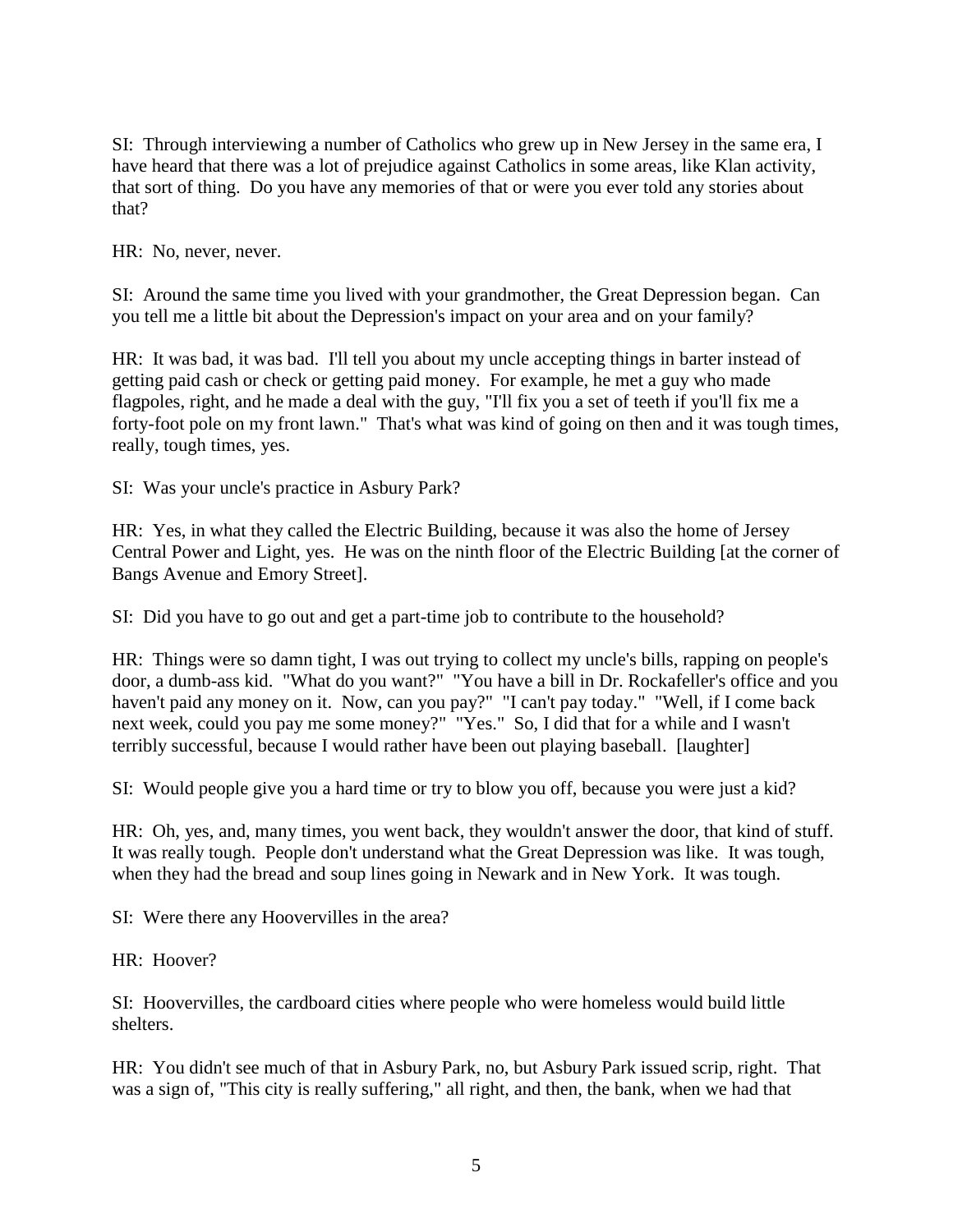SI: Through interviewing a number of Catholics who grew up in New Jersey in the same era, I have heard that there was a lot of prejudice against Catholics in some areas, like Klan activity, that sort of thing. Do you have any memories of that or were you ever told any stories about that?

HR: No, never, never.

SI: Around the same time you lived with your grandmother, the Great Depression began. Can you tell me a little bit about the Depression's impact on your area and on your family?

HR: It was bad, it was bad. I'll tell you about my uncle accepting things in barter instead of getting paid cash or check or getting paid money. For example, he met a guy who made flagpoles, right, and he made a deal with the guy, "I'll fix you a set of teeth if you'll fix me a forty-foot pole on my front lawn." That's what was kind of going on then and it was tough times, really, tough times, yes.

SI: Was your uncle's practice in Asbury Park?

HR: Yes, in what they called the Electric Building, because it was also the home of Jersey Central Power and Light, yes. He was on the ninth floor of the Electric Building [at the corner of Bangs Avenue and Emory Street].

SI: Did you have to go out and get a part-time job to contribute to the household?

HR: Things were so damn tight, I was out trying to collect my uncle's bills, rapping on people's door, a dumb-ass kid. "What do you want?" "You have a bill in Dr. Rockafeller's office and you haven't paid any money on it. Now, can you pay?" "I can't pay today." "Well, if I come back next week, could you pay me some money?" "Yes." So, I did that for a while and I wasn't terribly successful, because I would rather have been out playing baseball. [laughter]

SI: Would people give you a hard time or try to blow you off, because you were just a kid?

HR: Oh, yes, and, many times, you went back, they wouldn't answer the door, that kind of stuff. It was really tough. People don't understand what the Great Depression was like. It was tough, when they had the bread and soup lines going in Newark and in New York. It was tough.

SI: Were there any Hoovervilles in the area?

HR: Hoover?

SI: Hoovervilles, the cardboard cities where people who were homeless would build little shelters.

HR: You didn't see much of that in Asbury Park, no, but Asbury Park issued scrip, right. That was a sign of, "This city is really suffering," all right, and then, the bank, when we had that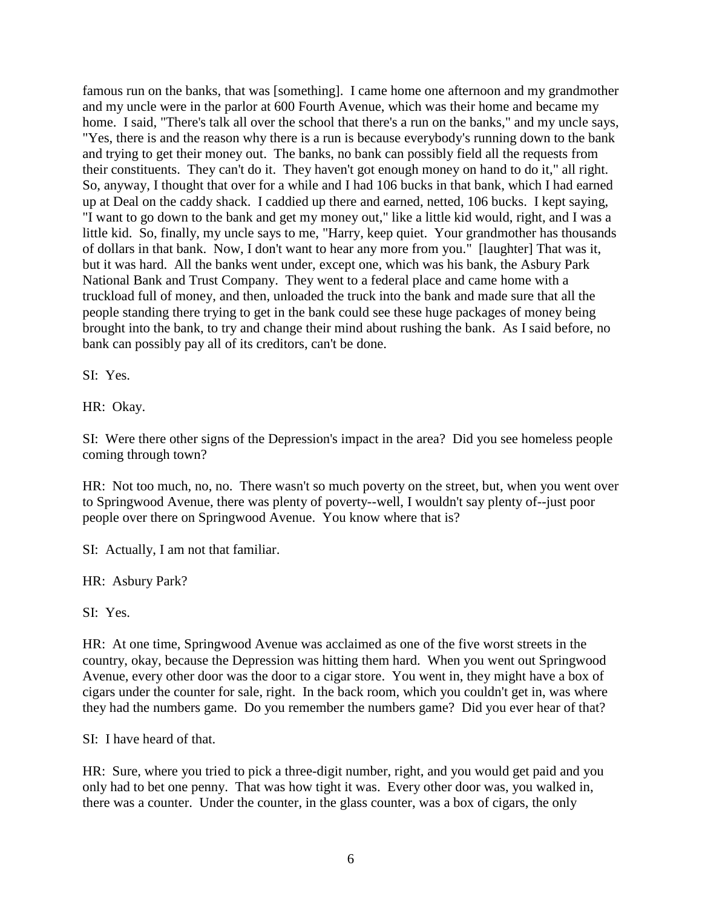famous run on the banks, that was [something]. I came home one afternoon and my grandmother and my uncle were in the parlor at 600 Fourth Avenue, which was their home and became my home. I said, "There's talk all over the school that there's a run on the banks," and my uncle says, "Yes, there is and the reason why there is a run is because everybody's running down to the bank and trying to get their money out. The banks, no bank can possibly field all the requests from their constituents. They can't do it. They haven't got enough money on hand to do it," all right. So, anyway, I thought that over for a while and I had 106 bucks in that bank, which I had earned up at Deal on the caddy shack. I caddied up there and earned, netted, 106 bucks. I kept saying, "I want to go down to the bank and get my money out," like a little kid would, right, and I was a little kid. So, finally, my uncle says to me, "Harry, keep quiet. Your grandmother has thousands of dollars in that bank. Now, I don't want to hear any more from you." [laughter] That was it, but it was hard. All the banks went under, except one, which was his bank, the Asbury Park National Bank and Trust Company. They went to a federal place and came home with a truckload full of money, and then, unloaded the truck into the bank and made sure that all the people standing there trying to get in the bank could see these huge packages of money being brought into the bank, to try and change their mind about rushing the bank. As I said before, no bank can possibly pay all of its creditors, can't be done.

SI: Yes.

HR: Okay.

SI: Were there other signs of the Depression's impact in the area? Did you see homeless people coming through town?

HR: Not too much, no, no. There wasn't so much poverty on the street, but, when you went over to Springwood Avenue, there was plenty of poverty--well, I wouldn't say plenty of--just poor people over there on Springwood Avenue. You know where that is?

SI: Actually, I am not that familiar.

HR: Asbury Park?

SI: Yes.

HR: At one time, Springwood Avenue was acclaimed as one of the five worst streets in the country, okay, because the Depression was hitting them hard. When you went out Springwood Avenue, every other door was the door to a cigar store. You went in, they might have a box of cigars under the counter for sale, right. In the back room, which you couldn't get in, was where they had the numbers game. Do you remember the numbers game? Did you ever hear of that?

SI: I have heard of that.

HR: Sure, where you tried to pick a three-digit number, right, and you would get paid and you only had to bet one penny. That was how tight it was. Every other door was, you walked in, there was a counter. Under the counter, in the glass counter, was a box of cigars, the only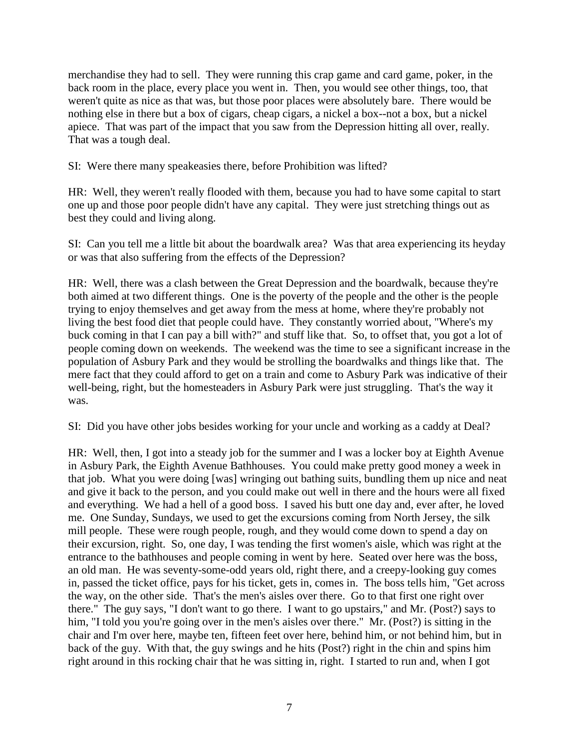merchandise they had to sell. They were running this crap game and card game, poker, in the back room in the place, every place you went in. Then, you would see other things, too, that weren't quite as nice as that was, but those poor places were absolutely bare. There would be nothing else in there but a box of cigars, cheap cigars, a nickel a box--not a box, but a nickel apiece. That was part of the impact that you saw from the Depression hitting all over, really. That was a tough deal.

SI: Were there many speakeasies there, before Prohibition was lifted?

HR: Well, they weren't really flooded with them, because you had to have some capital to start one up and those poor people didn't have any capital. They were just stretching things out as best they could and living along.

SI: Can you tell me a little bit about the boardwalk area? Was that area experiencing its heyday or was that also suffering from the effects of the Depression?

HR: Well, there was a clash between the Great Depression and the boardwalk, because they're both aimed at two different things. One is the poverty of the people and the other is the people trying to enjoy themselves and get away from the mess at home, where they're probably not living the best food diet that people could have. They constantly worried about, "Where's my buck coming in that I can pay a bill with?" and stuff like that. So, to offset that, you got a lot of people coming down on weekends. The weekend was the time to see a significant increase in the population of Asbury Park and they would be strolling the boardwalks and things like that. The mere fact that they could afford to get on a train and come to Asbury Park was indicative of their well-being, right, but the homesteaders in Asbury Park were just struggling. That's the way it was.

SI: Did you have other jobs besides working for your uncle and working as a caddy at Deal?

HR: Well, then, I got into a steady job for the summer and I was a locker boy at Eighth Avenue in Asbury Park, the Eighth Avenue Bathhouses. You could make pretty good money a week in that job. What you were doing [was] wringing out bathing suits, bundling them up nice and neat and give it back to the person, and you could make out well in there and the hours were all fixed and everything. We had a hell of a good boss. I saved his butt one day and, ever after, he loved me. One Sunday, Sundays, we used to get the excursions coming from North Jersey, the silk mill people. These were rough people, rough, and they would come down to spend a day on their excursion, right. So, one day, I was tending the first women's aisle, which was right at the entrance to the bathhouses and people coming in went by here. Seated over here was the boss, an old man. He was seventy-some-odd years old, right there, and a creepy-looking guy comes in, passed the ticket office, pays for his ticket, gets in, comes in. The boss tells him, "Get across the way, on the other side. That's the men's aisles over there. Go to that first one right over there." The guy says, "I don't want to go there. I want to go upstairs," and Mr. (Post?) says to him, "I told you you're going over in the men's aisles over there." Mr. (Post?) is sitting in the chair and I'm over here, maybe ten, fifteen feet over here, behind him, or not behind him, but in back of the guy. With that, the guy swings and he hits (Post?) right in the chin and spins him right around in this rocking chair that he was sitting in, right. I started to run and, when I got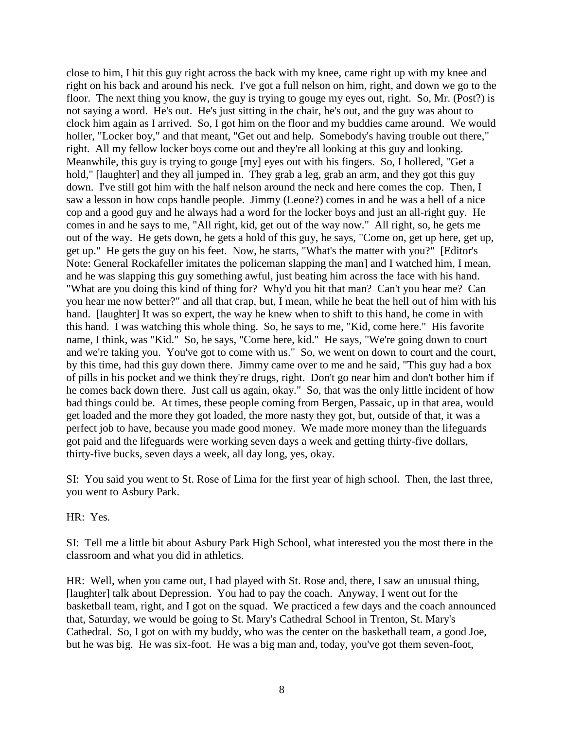close to him, I hit this guy right across the back with my knee, came right up with my knee and right on his back and around his neck. I've got a full nelson on him, right, and down we go to the floor. The next thing you know, the guy is trying to gouge my eyes out, right. So, Mr. (Post?) is not saying a word. He's out. He's just sitting in the chair, he's out, and the guy was about to clock him again as I arrived. So, I got him on the floor and my buddies came around. We would holler, "Locker boy," and that meant, "Get out and help. Somebody's having trouble out there," right. All my fellow locker boys come out and they're all looking at this guy and looking. Meanwhile, this guy is trying to gouge [my] eyes out with his fingers. So, I hollered, "Get a hold," [laughter] and they all jumped in. They grab a leg, grab an arm, and they got this guy down. I've still got him with the half nelson around the neck and here comes the cop. Then, I saw a lesson in how cops handle people. Jimmy (Leone?) comes in and he was a hell of a nice cop and a good guy and he always had a word for the locker boys and just an all-right guy. He comes in and he says to me, "All right, kid, get out of the way now." All right, so, he gets me out of the way. He gets down, he gets a hold of this guy, he says, "Come on, get up here, get up, get up." He gets the guy on his feet. Now, he starts, "What's the matter with you?" [Editor's Note: General Rockafeller imitates the policeman slapping the man] and I watched him, I mean, and he was slapping this guy something awful, just beating him across the face with his hand. "What are you doing this kind of thing for? Why'd you hit that man? Can't you hear me? Can you hear me now better?" and all that crap, but, I mean, while he beat the hell out of him with his hand. [laughter] It was so expert, the way he knew when to shift to this hand, he come in with this hand. I was watching this whole thing. So, he says to me, "Kid, come here." His favorite name, I think, was "Kid." So, he says, "Come here, kid." He says, "We're going down to court and we're taking you. You've got to come with us." So, we went on down to court and the court, by this time, had this guy down there. Jimmy came over to me and he said, "This guy had a box of pills in his pocket and we think they're drugs, right. Don't go near him and don't bother him if he comes back down there. Just call us again, okay." So, that was the only little incident of how bad things could be. At times, these people coming from Bergen, Passaic, up in that area, would get loaded and the more they got loaded, the more nasty they got, but, outside of that, it was a perfect job to have, because you made good money. We made more money than the lifeguards got paid and the lifeguards were working seven days a week and getting thirty-five dollars, thirty-five bucks, seven days a week, all day long, yes, okay.

SI: You said you went to St. Rose of Lima for the first year of high school. Then, the last three, you went to Asbury Park.

HR: Yes.

SI: Tell me a little bit about Asbury Park High School, what interested you the most there in the classroom and what you did in athletics.

HR: Well, when you came out, I had played with St. Rose and, there, I saw an unusual thing, [laughter] talk about Depression. You had to pay the coach. Anyway, I went out for the basketball team, right, and I got on the squad. We practiced a few days and the coach announced that, Saturday, we would be going to St. Mary's Cathedral School in Trenton, St. Mary's Cathedral. So, I got on with my buddy, who was the center on the basketball team, a good Joe, but he was big. He was six-foot. He was a big man and, today, you've got them seven-foot,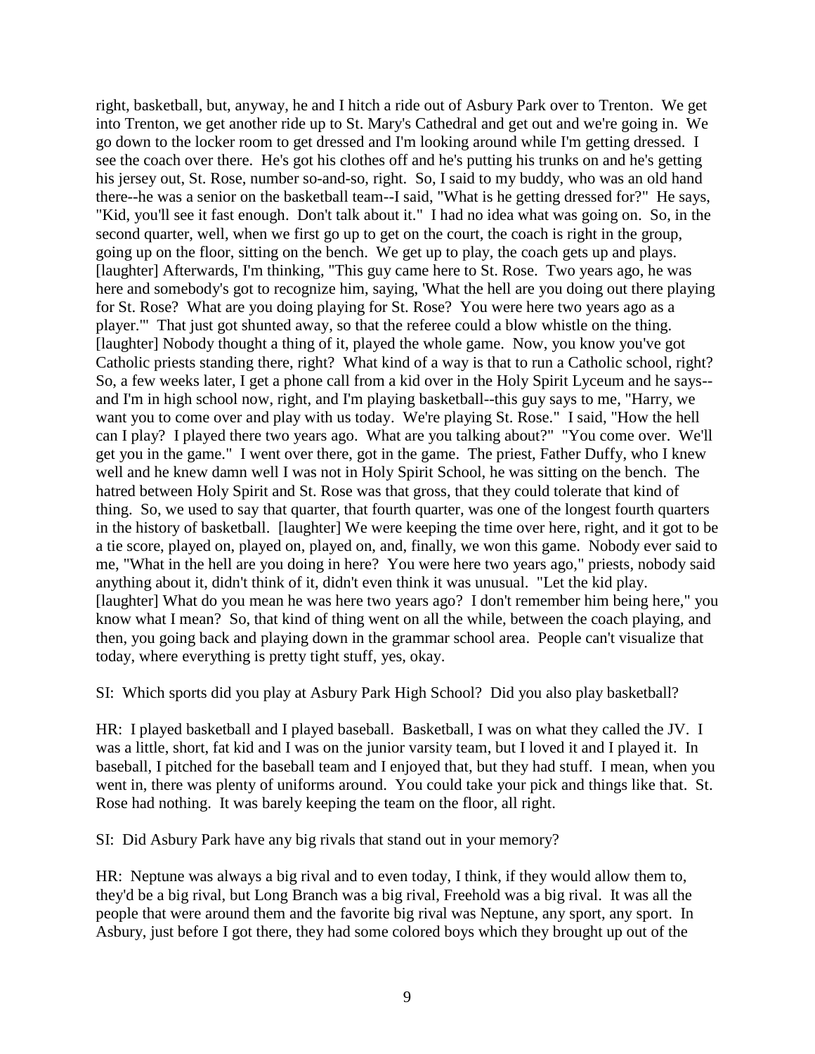right, basketball, but, anyway, he and I hitch a ride out of Asbury Park over to Trenton. We get into Trenton, we get another ride up to St. Mary's Cathedral and get out and we're going in. We go down to the locker room to get dressed and I'm looking around while I'm getting dressed. I see the coach over there. He's got his clothes off and he's putting his trunks on and he's getting his jersey out, St. Rose, number so-and-so, right. So, I said to my buddy, who was an old hand there--he was a senior on the basketball team--I said, "What is he getting dressed for?" He says, "Kid, you'll see it fast enough. Don't talk about it." I had no idea what was going on. So, in the second quarter, well, when we first go up to get on the court, the coach is right in the group, going up on the floor, sitting on the bench. We get up to play, the coach gets up and plays. [laughter] Afterwards, I'm thinking, "This guy came here to St. Rose. Two years ago, he was here and somebody's got to recognize him, saying, 'What the hell are you doing out there playing for St. Rose? What are you doing playing for St. Rose? You were here two years ago as a player.'" That just got shunted away, so that the referee could a blow whistle on the thing. [laughter] Nobody thought a thing of it, played the whole game. Now, you know you've got Catholic priests standing there, right? What kind of a way is that to run a Catholic school, right? So, a few weeks later, I get a phone call from a kid over in the Holy Spirit Lyceum and he says--and I'm in high school now, right, and I'm playing basketball--this guy says to me, "Harry, we want you to come over and play with us today. We're playing St. Rose." I said, "How the hell can I play? I played there two years ago. What are you talking about?" "You come over. We'll get you in the game." I went over there, got in the game. The priest, Father Duffy, who I knew well and he knew damn well I was not in Holy Spirit School, he was sitting on the bench. The hatred between Holy Spirit and St. Rose was that gross, that they could tolerate that kind of thing. So, we used to say that quarter, that fourth quarter, was one of the longest fourth quarters in the history of basketball. [laughter] We were keeping the time over here, right, and it got to be a tie score, played on, played on, played on, and, finally, we won this game. Nobody ever said to me, "What in the hell are you doing in here? You were here two years ago," priests, nobody said anything about it, didn't think of it, didn't even think it was unusual. "Let the kid play. [laughter] What do you mean he was here two years ago? I don't remember him being here," you know what I mean? So, that kind of thing went on all the while, between the coach playing, and then, you going back and playing down in the grammar school area. People can't visualize that today, where everything is pretty tight stuff, yes, okay.

SI: Which sports did you play at Asbury Park High School? Did you also play basketball?

HR: I played basketball and I played baseball. Basketball, I was on what they called the JV. I was a little, short, fat kid and I was on the junior varsity team, but I loved it and I played it. In baseball, I pitched for the baseball team and I enjoyed that, but they had stuff. I mean, when you went in, there was plenty of uniforms around. You could take your pick and things like that. St. Rose had nothing. It was barely keeping the team on the floor, all right.

SI: Did Asbury Park have any big rivals that stand out in your memory?

HR: Neptune was always a big rival and to even today, I think, if they would allow them to, they'd be a big rival, but Long Branch was a big rival, Freehold was a big rival. It was all the people that were around them and the favorite big rival was Neptune, any sport, any sport. In Asbury, just before I got there, they had some colored boys which they brought up out of the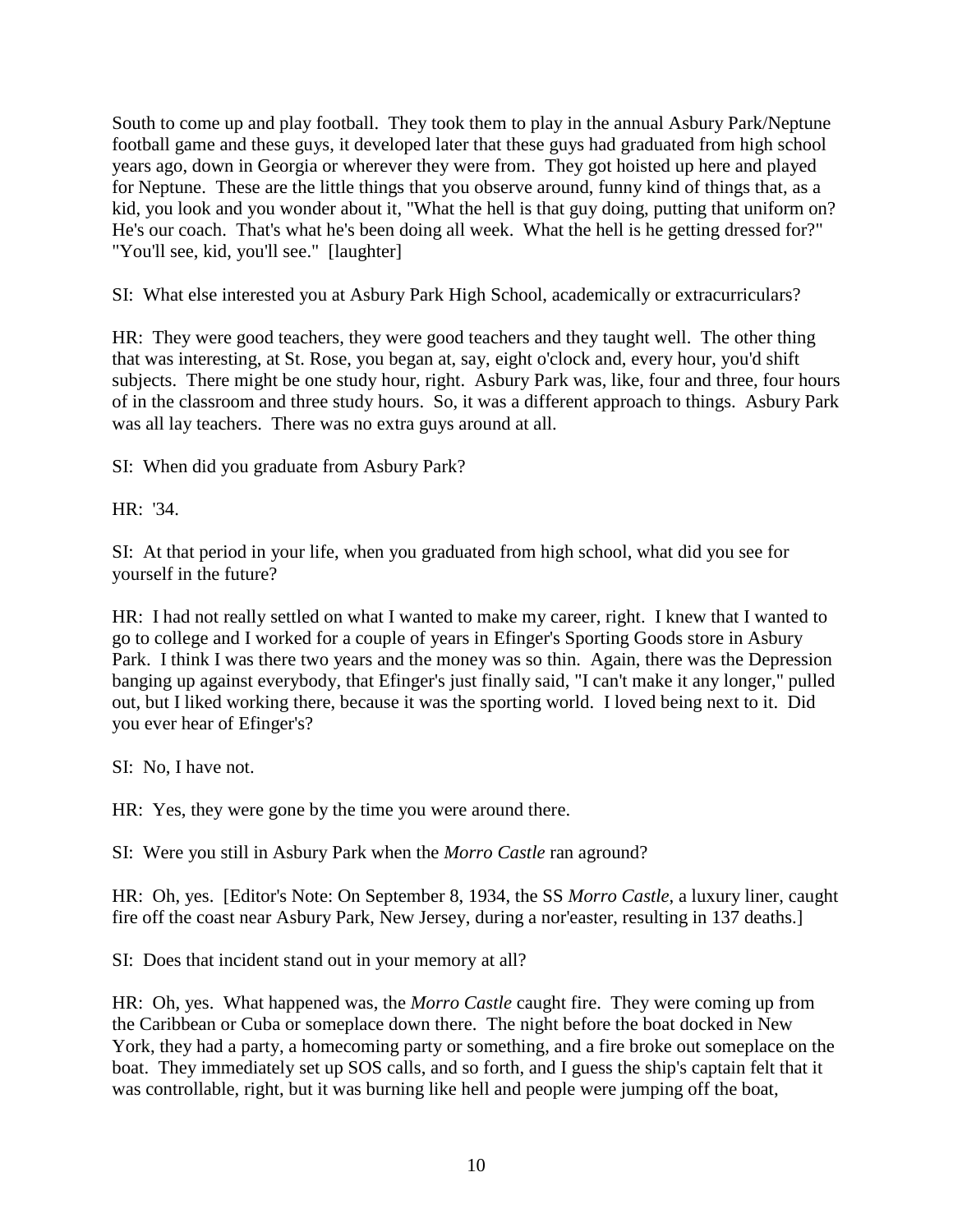South to come up and play football. They took them to play in the annual Asbury Park/Neptune football game and these guys, it developed later that these guys had graduated from high school years ago, down in Georgia or wherever they were from. They got hoisted up here and played for Neptune. These are the little things that you observe around, funny kind of things that, as a kid, you look and you wonder about it, "What the hell is that guy doing, putting that uniform on? He's our coach. That's what he's been doing all week. What the hell is he getting dressed for?" "You'll see, kid, you'll see." [laughter]

SI: What else interested you at Asbury Park High School, academically or extracurriculars?

HR: They were good teachers, they were good teachers and they taught well. The other thing that was interesting, at St. Rose, you began at, say, eight o'clock and, every hour, you'd shift subjects. There might be one study hour, right. Asbury Park was, like, four and three, four hours of in the classroom and three study hours. So, it was a different approach to things. Asbury Park was all lay teachers. There was no extra guys around at all.

SI: When did you graduate from Asbury Park?

HR: '34.

SI: At that period in your life, when you graduated from high school, what did you see for yourself in the future?

HR: I had not really settled on what I wanted to make my career, right. I knew that I wanted to go to college and I worked for a couple of years in Efinger's Sporting Goods store in Asbury Park. I think I was there two years and the money was so thin. Again, there was the Depression banging up against everybody, that Efinger's just finally said, "I can't make it any longer," pulled out, but I liked working there, because it was the sporting world. I loved being next to it. Did you ever hear of Efinger's?

SI: No, I have not.

HR: Yes, they were gone by the time you were around there.

SI: Were you still in Asbury Park when the *Morro Castle* ran aground?

HR: Oh, yes. [Editor's Note: On September 8, 1934, the SS *Morro Castle*, a luxury liner, caught fire off the coast near Asbury Park, New Jersey, during a nor'easter, resulting in 137 deaths.]

SI: Does that incident stand out in your memory at all?

HR: Oh, yes. What happened was, the *Morro Castle* caught fire. They were coming up from the Caribbean or Cuba or someplace down there. The night before the boat docked in New York, they had a party, a homecoming party or something, and a fire broke out someplace on the boat. They immediately set up SOS calls, and so forth, and I guess the ship's captain felt that it was controllable, right, but it was burning like hell and people were jumping off the boat,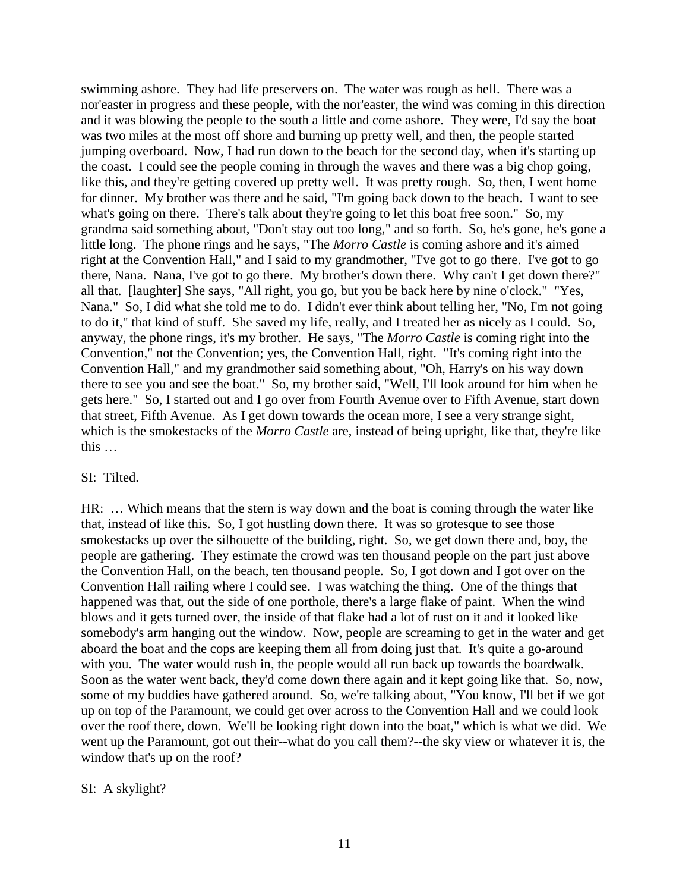swimming ashore. They had life preservers on. The water was rough as hell. There was a nor'easter in progress and these people, with the nor'easter, the wind was coming in this direction and it was blowing the people to the south a little and come ashore. They were, I'd say the boat was two miles at the most off shore and burning up pretty well, and then, the people started jumping overboard. Now, I had run down to the beach for the second day, when it's starting up the coast. I could see the people coming in through the waves and there was a big chop going, like this, and they're getting covered up pretty well. It was pretty rough. So, then, I went home for dinner. My brother was there and he said, "I'm going back down to the beach. I want to see what's going on there. There's talk about they're going to let this boat free soon." So, my grandma said something about, "Don't stay out too long," and so forth. So, he's gone, he's gone a little long. The phone rings and he says, "The *Morro Castle* is coming ashore and it's aimed right at the Convention Hall," and I said to my grandmother, "I've got to go there. I've got to go there, Nana. Nana, I've got to go there. My brother's down there. Why can't I get down there?" all that. [laughter] She says, "All right, you go, but you be back here by nine o'clock." "Yes, Nana." So, I did what she told me to do. I didn't ever think about telling her, "No, I'm not going to do it," that kind of stuff. She saved my life, really, and I treated her as nicely as I could. So, anyway, the phone rings, it's my brother. He says, "The *Morro Castle* is coming right into the Convention," not the Convention; yes, the Convention Hall, right. "It's coming right into the Convention Hall," and my grandmother said something about, "Oh, Harry's on his way down there to see you and see the boat." So, my brother said, "Well, I'll look around for him when he gets here." So, I started out and I go over from Fourth Avenue over to Fifth Avenue, start down that street, Fifth Avenue. As I get down towards the ocean more, I see a very strange sight, which is the smokestacks of the *Morro Castle* are, instead of being upright, like that, they're like this …

SI: Tilted.

HR: … Which means that the stern is way down and the boat is coming through the water like that, instead of like this. So, I got hustling down there. It was so grotesque to see those smokestacks up over the silhouette of the building, right. So, we get down there and, boy, the people are gathering. They estimate the crowd was ten thousand people on the part just above the Convention Hall, on the beach, ten thousand people. So, I got down and I got over on the Convention Hall railing where I could see. I was watching the thing. One of the things that happened was that, out the side of one porthole, there's a large flake of paint. When the wind blows and it gets turned over, the inside of that flake had a lot of rust on it and it looked like somebody's arm hanging out the window. Now, people are screaming to get in the water and get aboard the boat and the cops are keeping them all from doing just that. It's quite a go-around with you. The water would rush in, the people would all run back up towards the boardwalk. Soon as the water went back, they'd come down there again and it kept going like that. So, now, some of my buddies have gathered around. So, we're talking about, "You know, I'll bet if we got up on top of the Paramount, we could get over across to the Convention Hall and we could look over the roof there, down. We'll be looking right down into the boat," which is what we did. We went up the Paramount, got out their--what do you call them?--the sky view or whatever it is, the window that's up on the roof?

SI: A skylight?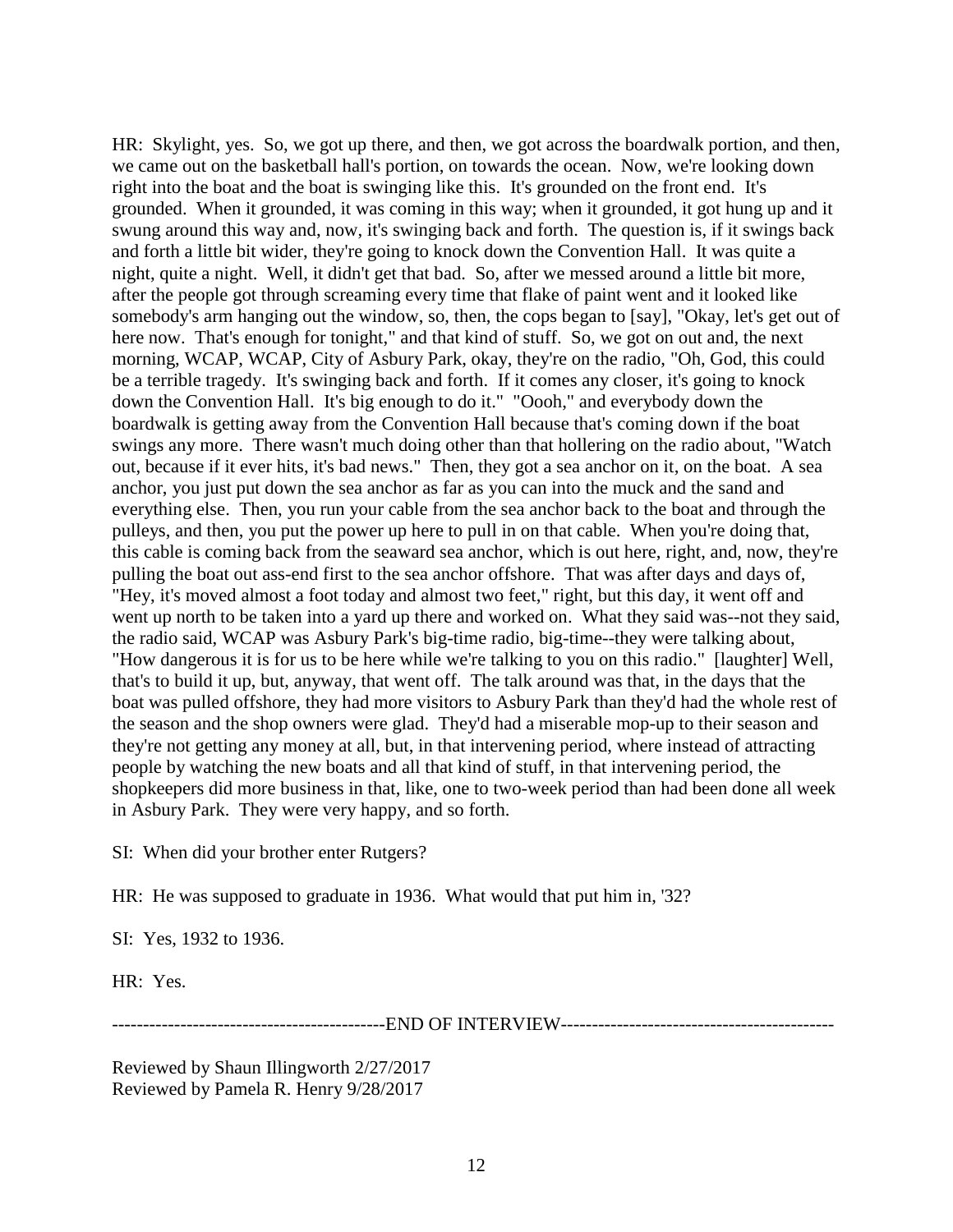HR: Skylight, yes. So, we got up there, and then, we got across the boardwalk portion, and then, we came out on the basketball hall's portion, on towards the ocean. Now, we're looking down right into the boat and the boat is swinging like this. It's grounded on the front end. It's grounded. When it grounded, it was coming in this way; when it grounded, it got hung up and it swung around this way and, now, it's swinging back and forth. The question is, if it swings back and forth a little bit wider, they're going to knock down the Convention Hall. It was quite a night, quite a night. Well, it didn't get that bad. So, after we messed around a little bit more, after the people got through screaming every time that flake of paint went and it looked like somebody's arm hanging out the window, so, then, the cops began to [say], "Okay, let's get out of here now. That's enough for tonight," and that kind of stuff. So, we got on out and, the next morning, WCAP, WCAP, City of Asbury Park, okay, they're on the radio, "Oh, God, this could be a terrible tragedy. It's swinging back and forth. If it comes any closer, it's going to knock down the Convention Hall. It's big enough to do it." "Oooh," and everybody down the boardwalk is getting away from the Convention Hall because that's coming down if the boat swings any more. There wasn't much doing other than that hollering on the radio about, "Watch out, because if it ever hits, it's bad news." Then, they got a sea anchor on it, on the boat. A sea anchor, you just put down the sea anchor as far as you can into the muck and the sand and everything else. Then, you run your cable from the sea anchor back to the boat and through the pulleys, and then, you put the power up here to pull in on that cable. When you're doing that, this cable is coming back from the seaward sea anchor, which is out here, right, and, now, they're pulling the boat out ass-end first to the sea anchor offshore. That was after days and days of, "Hey, it's moved almost a foot today and almost two feet," right, but this day, it went off and went up north to be taken into a yard up there and worked on. What they said was--not they said, the radio said, WCAP was Asbury Park's big-time radio, big-time--they were talking about, "How dangerous it is for us to be here while we're talking to you on this radio." [laughter] Well, that's to build it up, but, anyway, that went off. The talk around was that, in the days that the boat was pulled offshore, they had more visitors to Asbury Park than they'd had the whole rest of the season and the shop owners were glad. They'd had a miserable mop-up to their season and they're not getting any money at all, but, in that intervening period, where instead of attracting people by watching the new boats and all that kind of stuff, in that intervening period, the shopkeepers did more business in that, like, one to two-week period than had been done all week in Asbury Park. They were very happy, and so forth.

SI: When did your brother enter Rutgers?

HR: He was supposed to graduate in 1936. What would that put him in, '32?

SI: Yes, 1932 to 1936.

HR: Yes.

-------------------------------------------END OF INTERVIEW-------------------------------------------

Reviewed by Shaun Illingworth 2/27/2017
Reviewed by Pamela R. Henry 9/28/2017